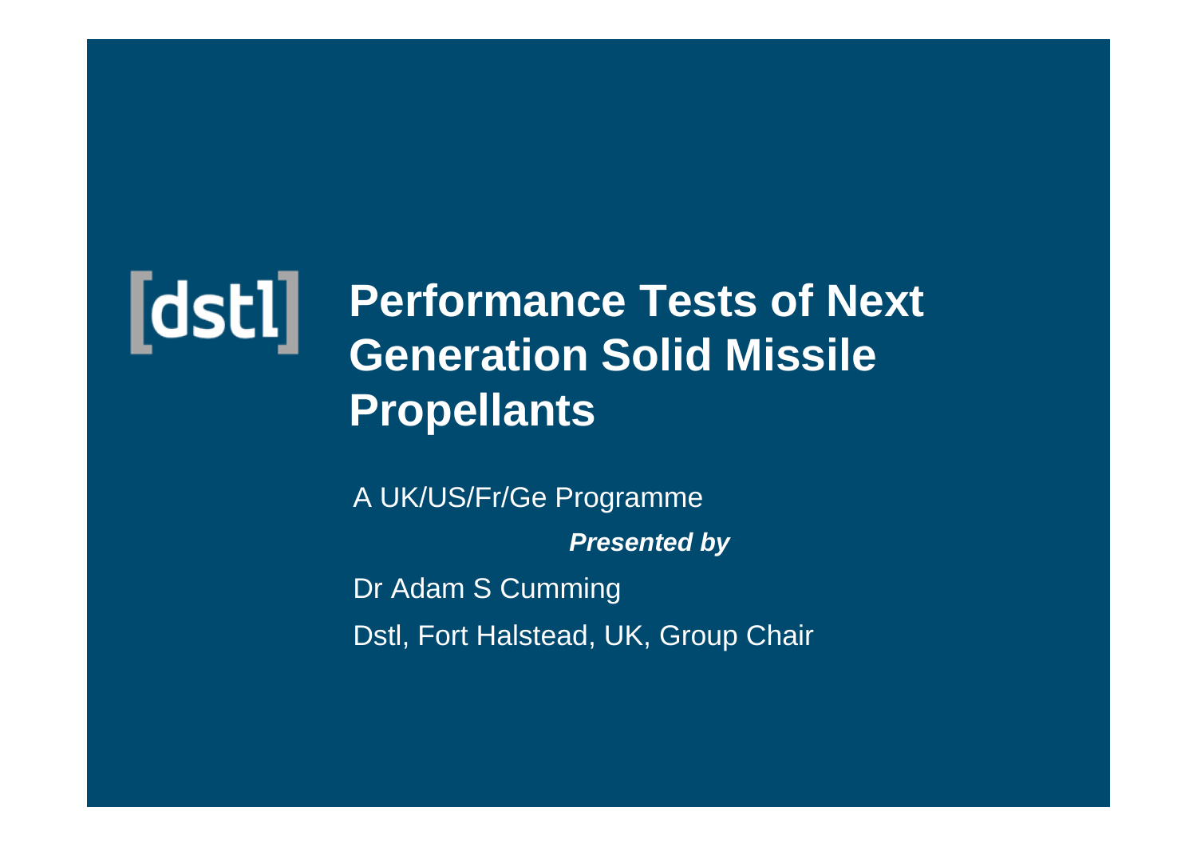[dstl]

# Performance Tests of Next Generation Solid Missile Propellants

A UK/US/Fr/Ge Programme

***Presented by***

Dr Adam S Cumming

Dstl, Fort Halstead, UK, Group Chair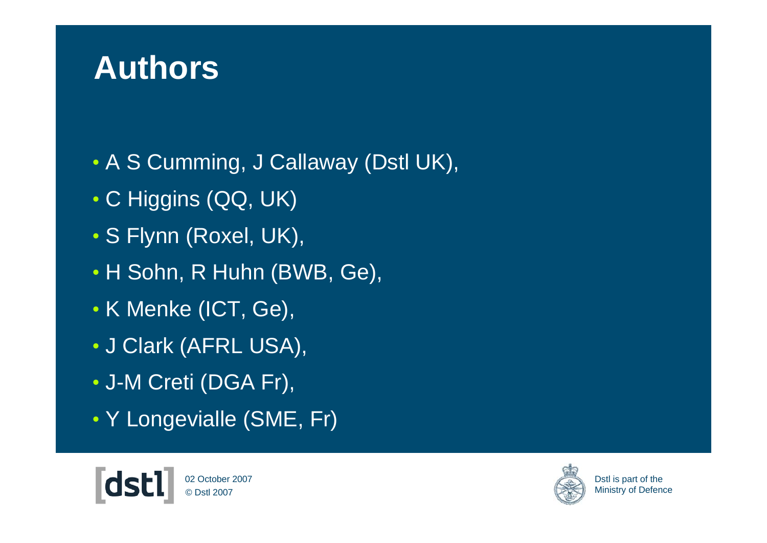# Authors

- A S Cumming, J Callaway (Dstl UK),
- C Higgins (QQ, UK)
- S Flynn (Roxel, UK),
- H Sohn, R Huhn (BWB, Ge),
- K Menke (ICT, Ge),
- J Clark (AFRL USA),
- J-M Creti (DGA Fr),
- Y Longevialle (SME, Fr)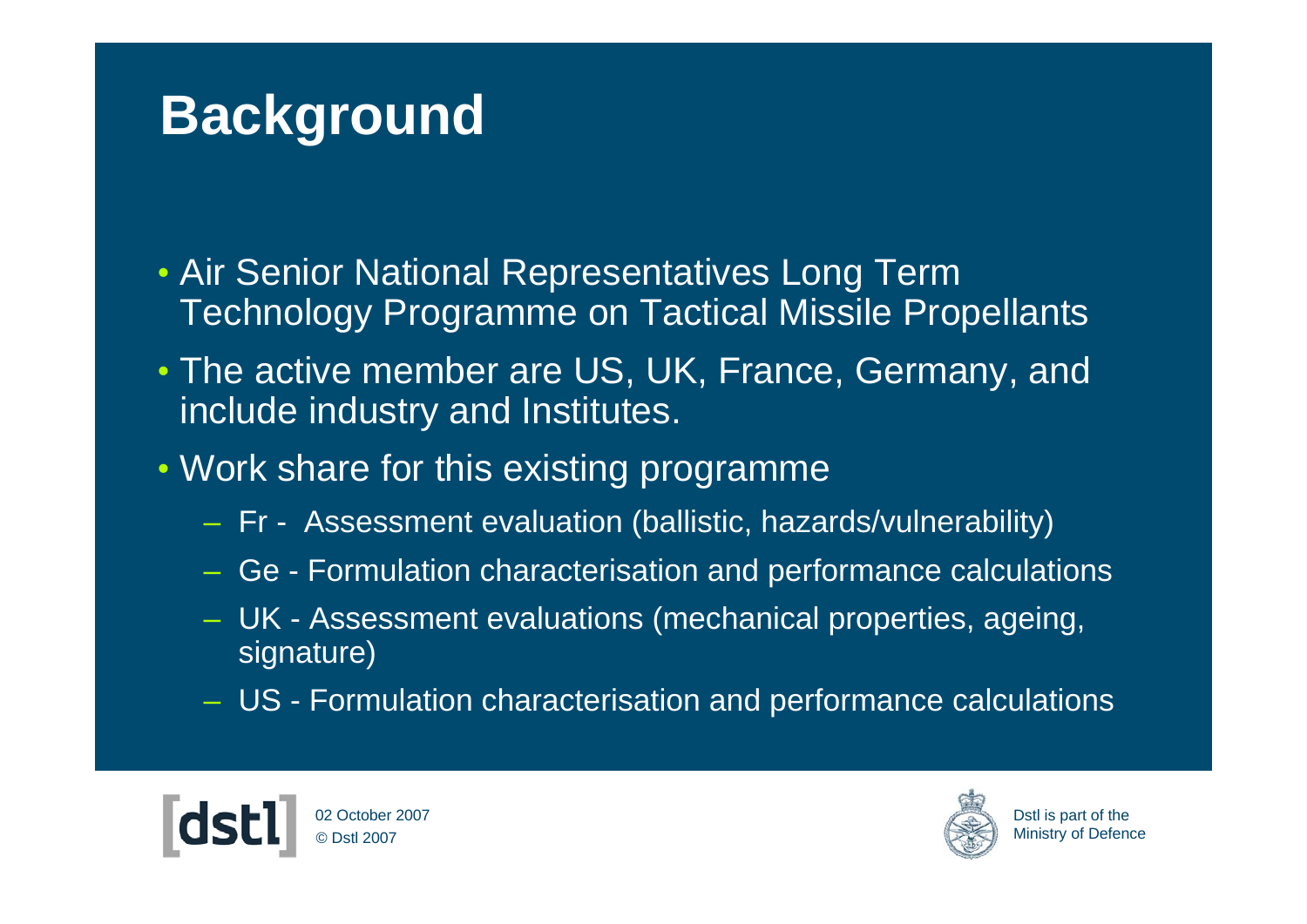# Background

- Air Senior National Representatives Long Term Technology Programme on Tactical Missile Propellants
- The active member are US, UK, France, Germany, and include industry and Institutes.
- Work share for this existing programme
  - Fr - Assessment evaluation (ballistic, hazards/vulnerability)
  - Ge - Formulation characterisation and performance calculations
  - UK - Assessment evaluations (mechanical properties, ageing, signature)
  - US - Formulation characterisation and performance calculations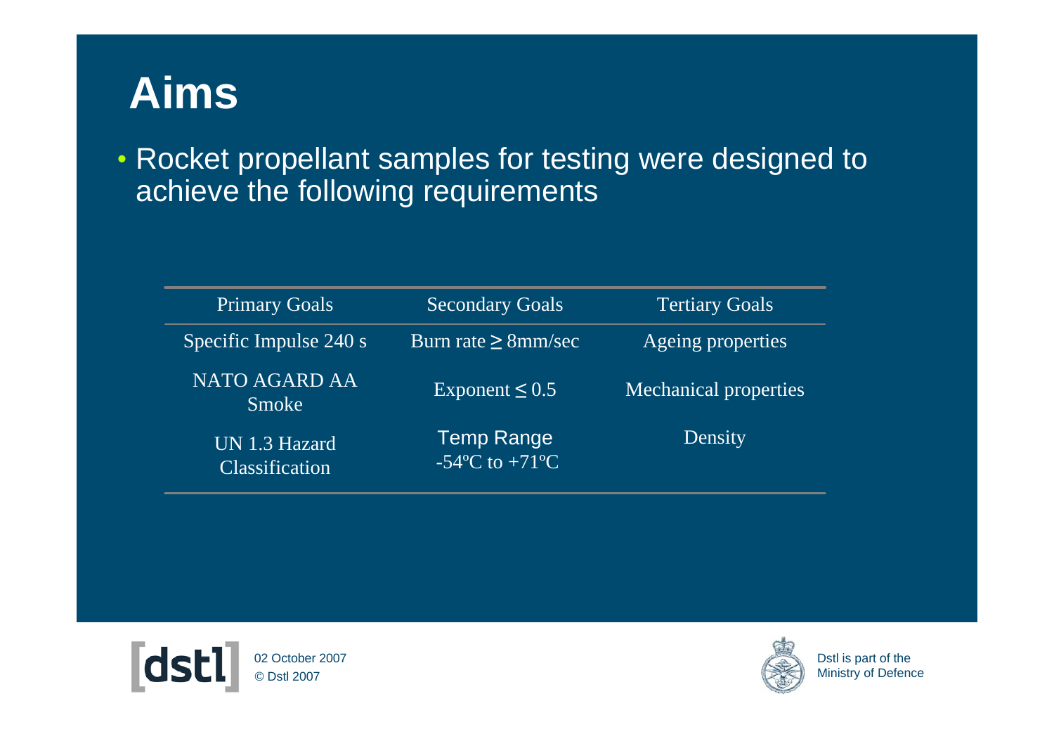# Aims

- Rocket propellant samples for testing were designed to achieve the following requirements

| Primary Goals | Secondary Goals | Tertiary Goals |
|---|---|---|
| Specific Impulse 240 s | Burn rate ≥ 8mm/sec | Ageing properties |
| NATO AGARD AA Smoke | Exponent ≤ 0.5 | Mechanical properties |
| UN 1.3 Hazard Classification | Temp Range -54ºC to +71ºC | Density |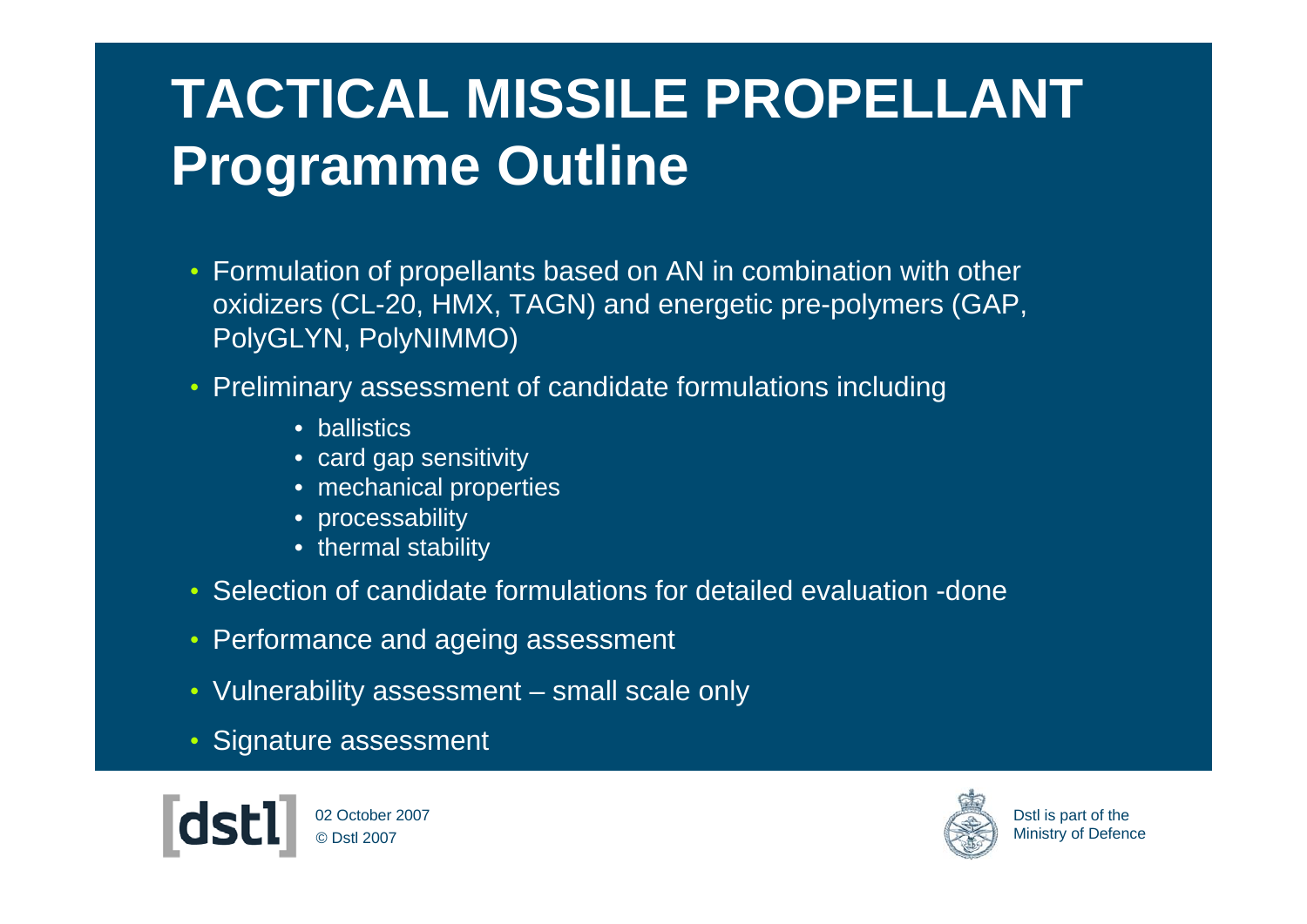# TACTICAL MISSILE PROPELLANT Programme Outline

- Formulation of propellants based on AN in combination with other oxidizers (CL-20, HMX, TAGN) and energetic pre-polymers (GAP, PolyGLYN, PolyNIMMO)
- Preliminary assessment of candidate formulations including
  - ballistics
  - card gap sensitivity
  - mechanical properties
  - processability
  - thermal stability
- Selection of candidate formulations for detailed evaluation -done
- Performance and ageing assessment
- Vulnerability assessment – small scale only
- Signature assessment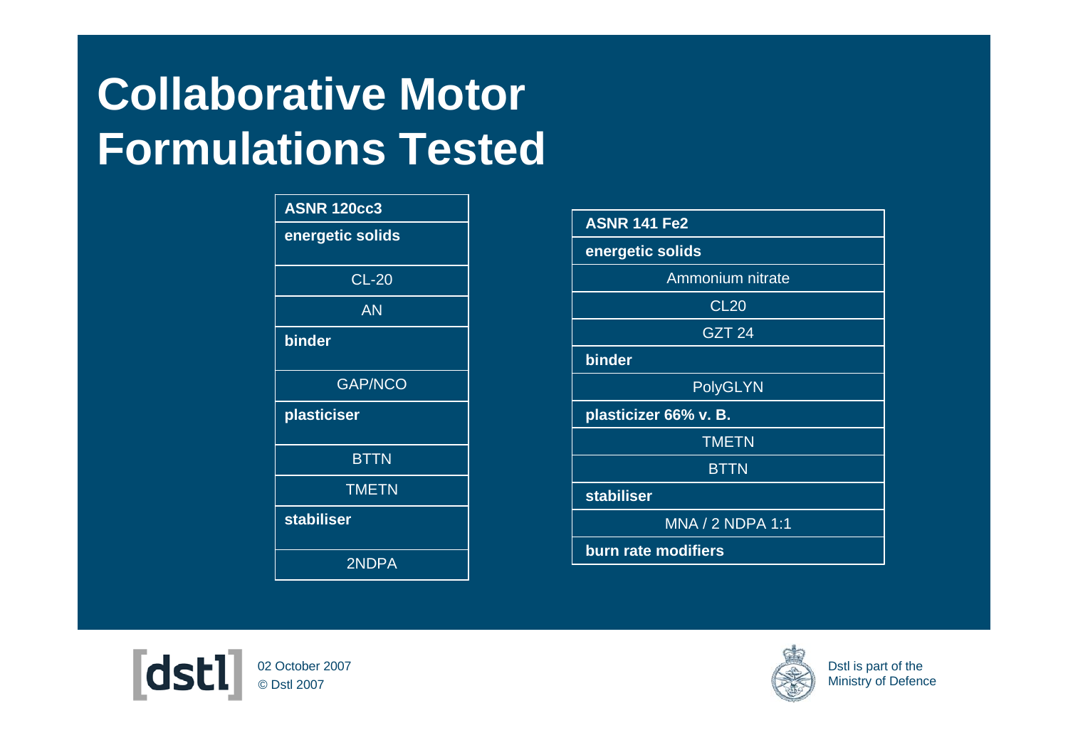# Collaborative Motor Formulations Tested

| ASNR 120cc3 |
| --- |
| **energetic solids** |
| CL-20 |
| AN |
| **binder** |
| GAP/NCO |
| **plasticiser** |
| BTTN |
| TMETN |
| **stabiliser** |
| 2NDPA |

| ASNR 141 Fe2 |
| --- |
| **energetic solids** |
| Ammonium nitrate |
| CL20 |
| GZT 24 |
| **binder** |
| PolyGLYN |
| **plasticizer 66% v. B.** |
| TMETN |
| BTTN |
| **stabiliser** |
| MNA / 2 NDPA 1:1 |
| **burn rate modifiers** |

02 October 2007
© Dstl 2007

Dstl is part of the Ministry of Defence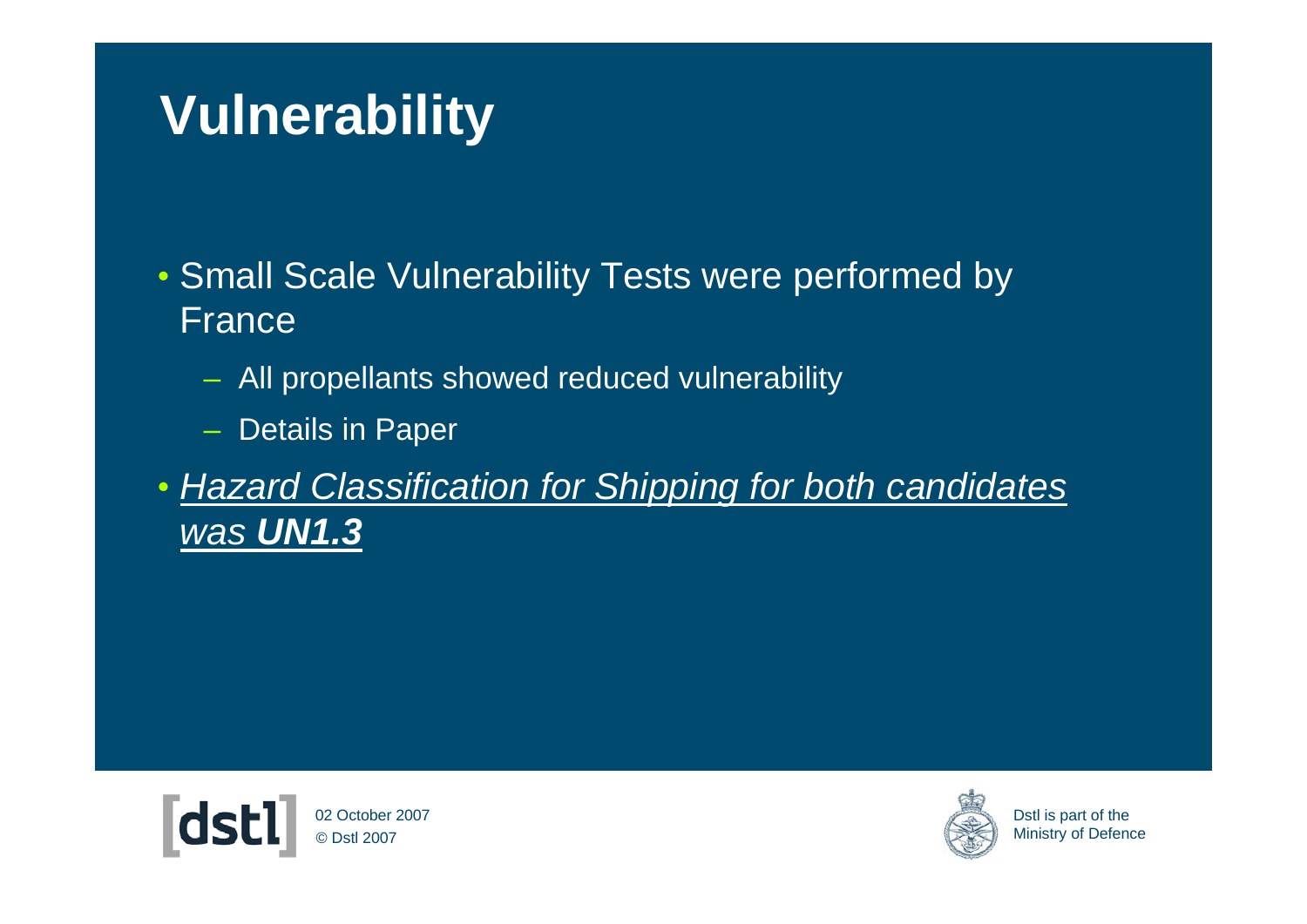# Vulnerability

- Small Scale Vulnerability Tests were performed by France
  - All propellants showed reduced vulnerability
  - Details in Paper
- *Hazard Classification for Shipping for both candidates was **UN1.3***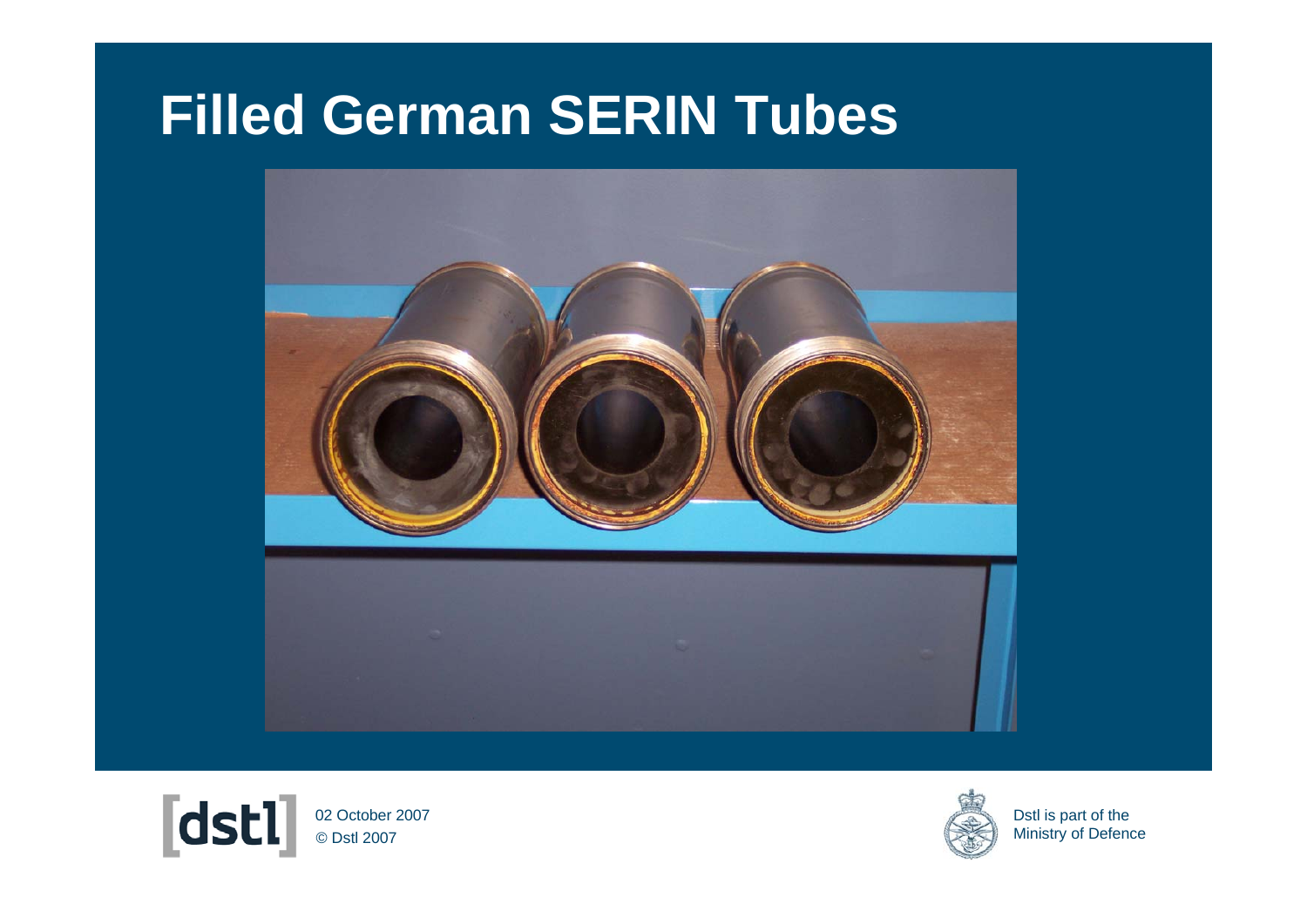# Filled German SERIN Tubes

02 October 2007
© Dstl 2007

Dstl is part of the Ministry of Defence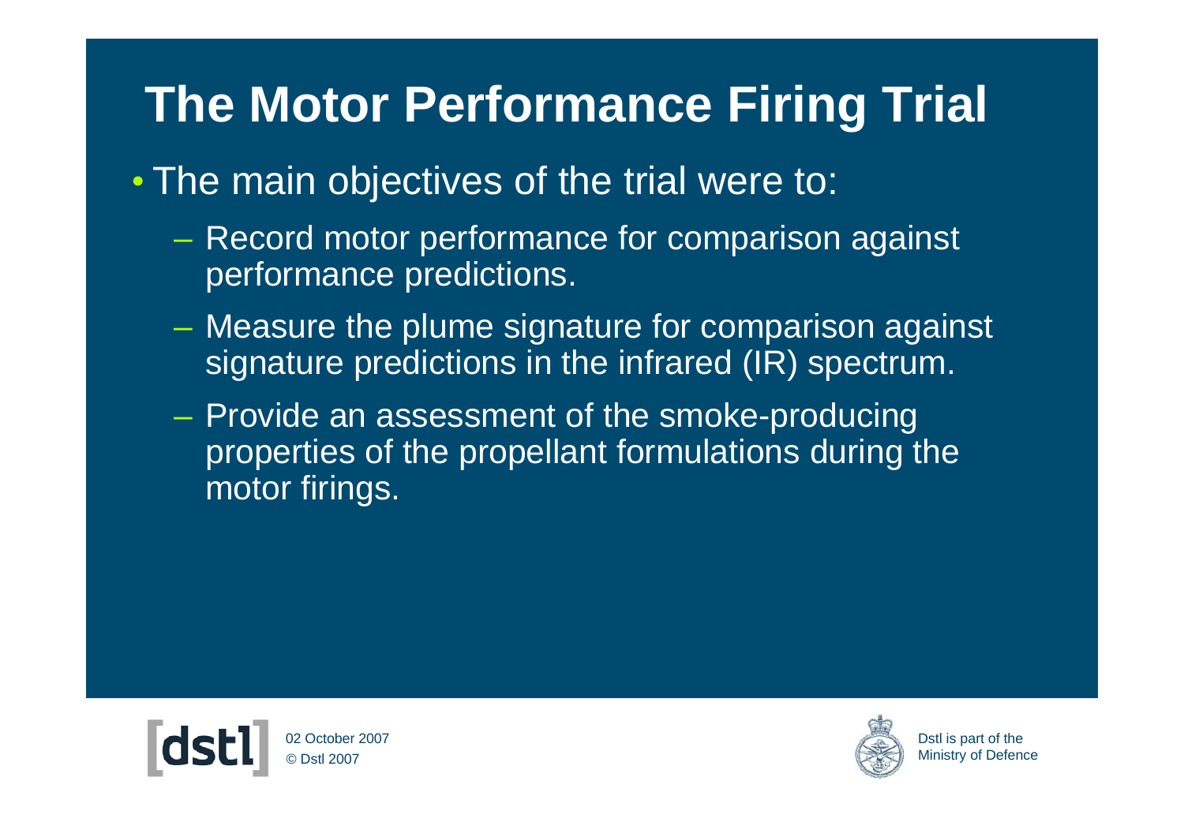# The Motor Performance Firing Trial

- The main objectives of the trial were to:
  - Record motor performance for comparison against performance predictions.
  - Measure the plume signature for comparison against signature predictions in the infrared (IR) spectrum.
  - Provide an assessment of the smoke-producing properties of the propellant formulations during the motor firings.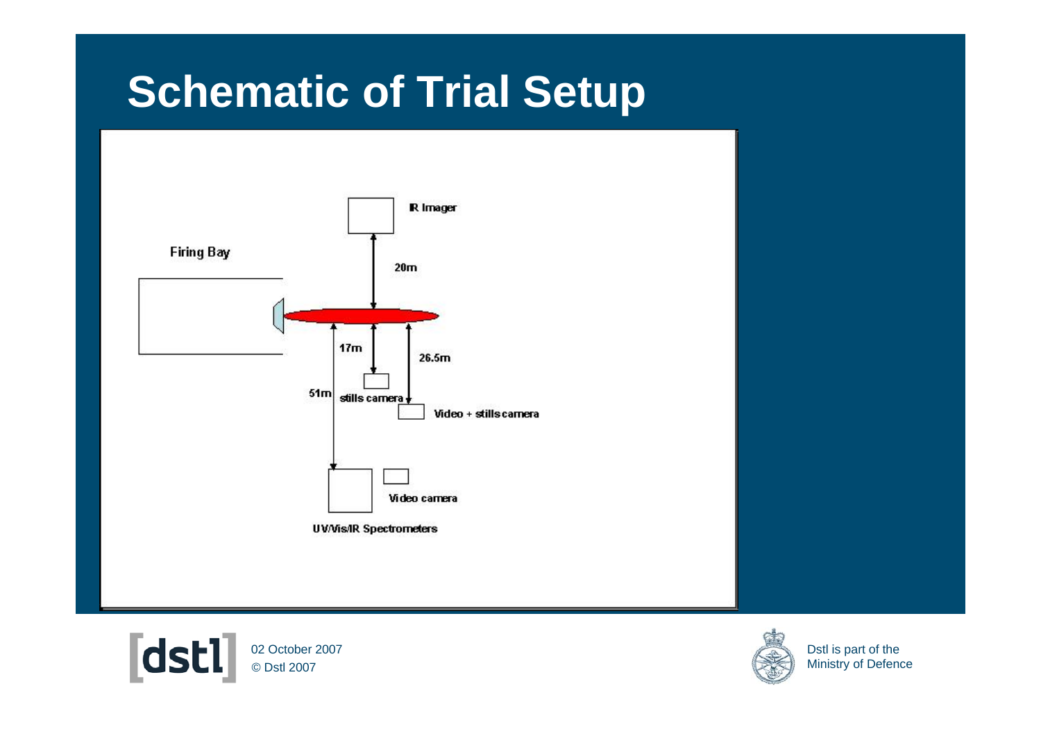# Schematic of Trial Setup

Firing Bay

IR Imager

20m

17m

26.5m

51m

stills camera

Video + stills camera

Video camera

UV/Vis/IR Spectrometers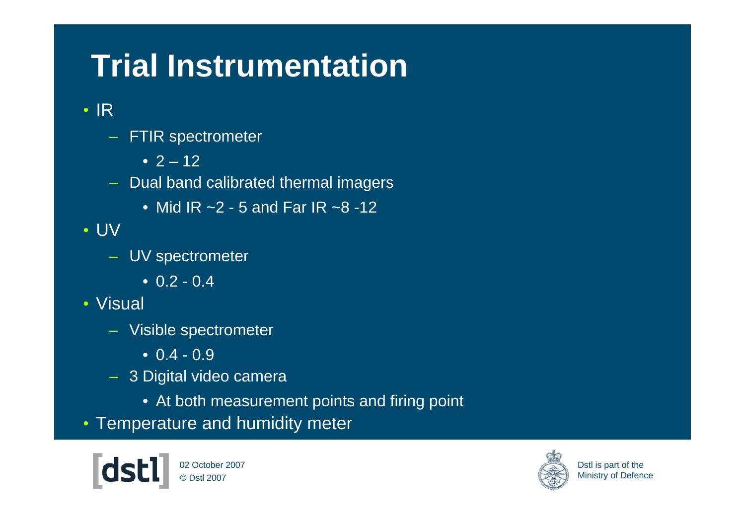# Trial Instrumentation

- IR
  - FTIR spectrometer
    - 2 – 12
  - Dual band calibrated thermal imagers
    - Mid IR ~2 - 5 and Far IR ~8 -12
- UV
  - UV spectrometer
    - 0.2 - 0.4
- Visual
  - Visible spectrometer
    - 0.4 - 0.9
  - 3 Digital video camera
    - At both measurement points and firing point
- Temperature and humidity meter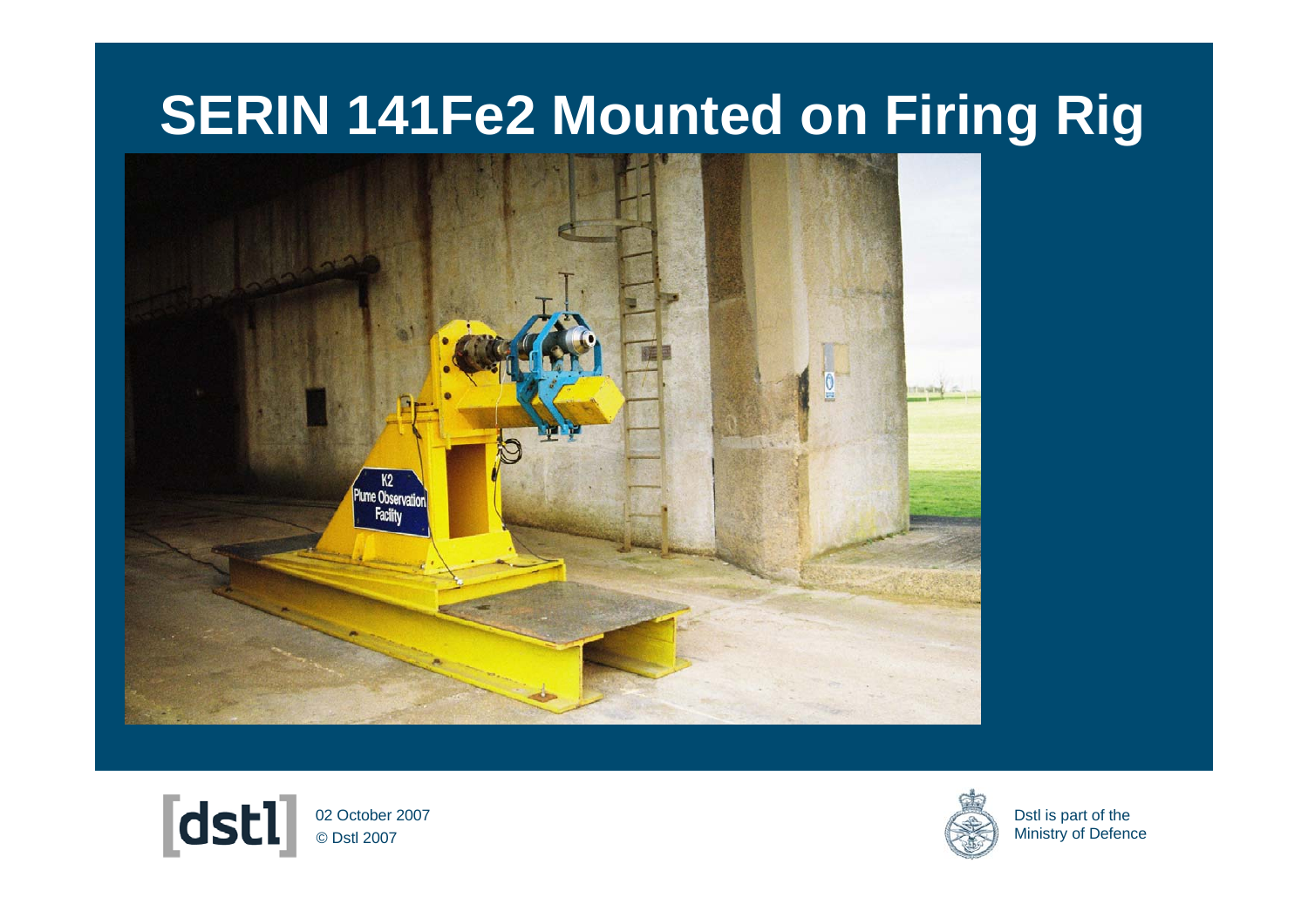# SERIN 141Fe2 Mounted on Firing Rig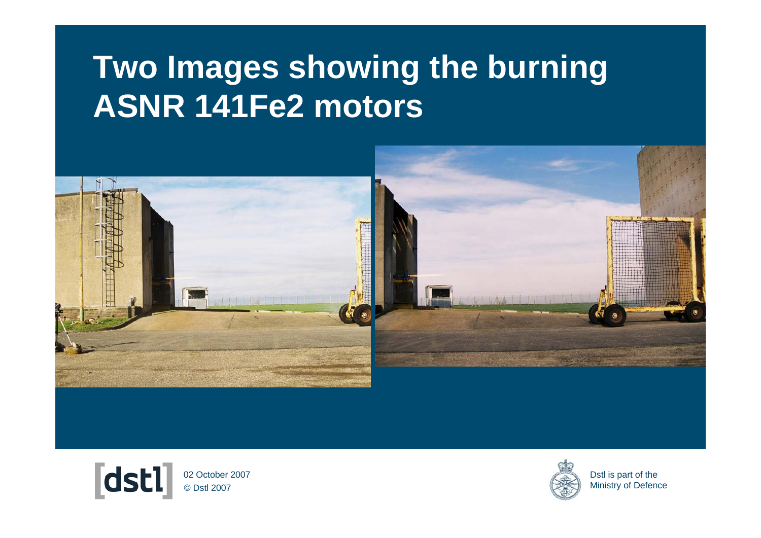# Two Images showing the burning ASNR 141Fe2 motors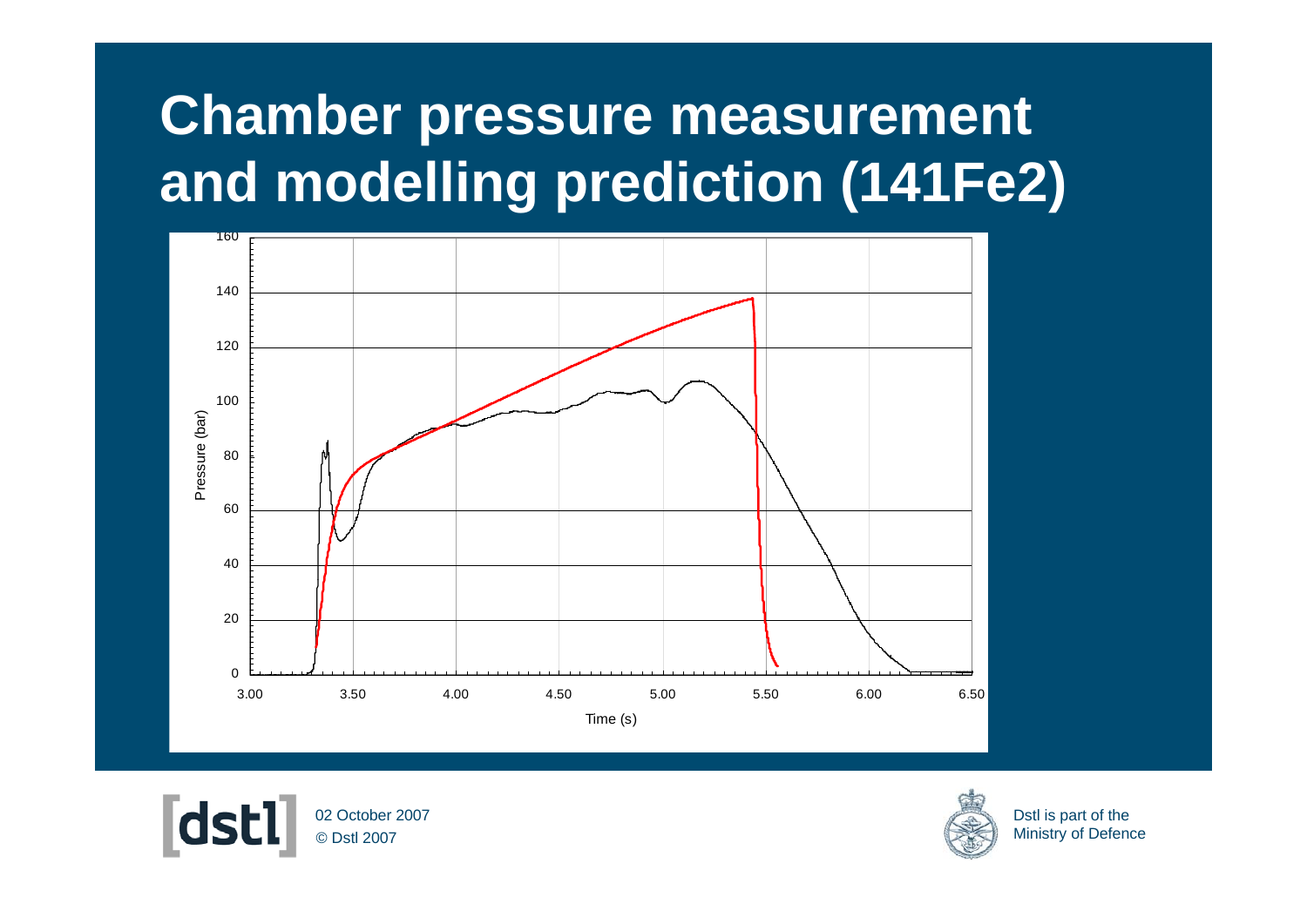# Chamber pressure measurement and modelling prediction (141Fe2)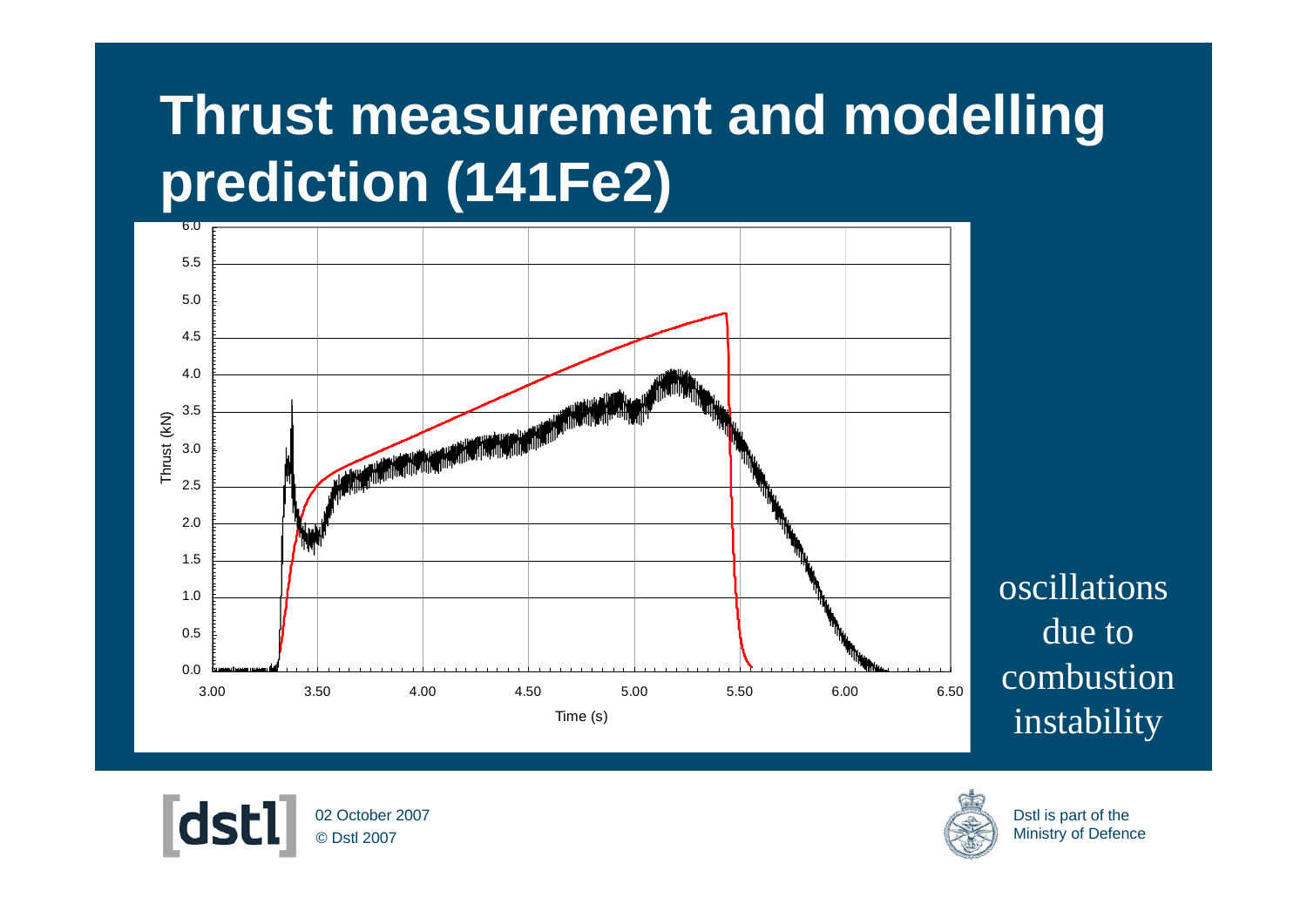# Thrust measurement and modelling prediction (141Fe2)

oscillations due to combustion instability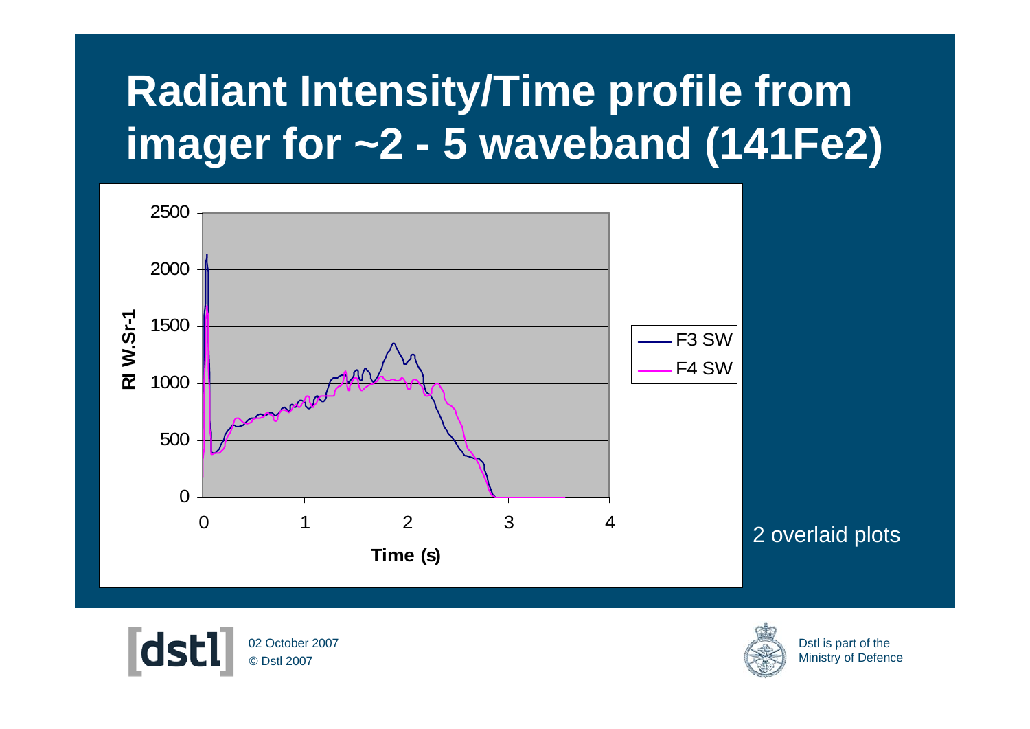# Radiant Intensity/Time profile from imager for ~2 - 5 waveband (141Fe2)

2 overlaid plots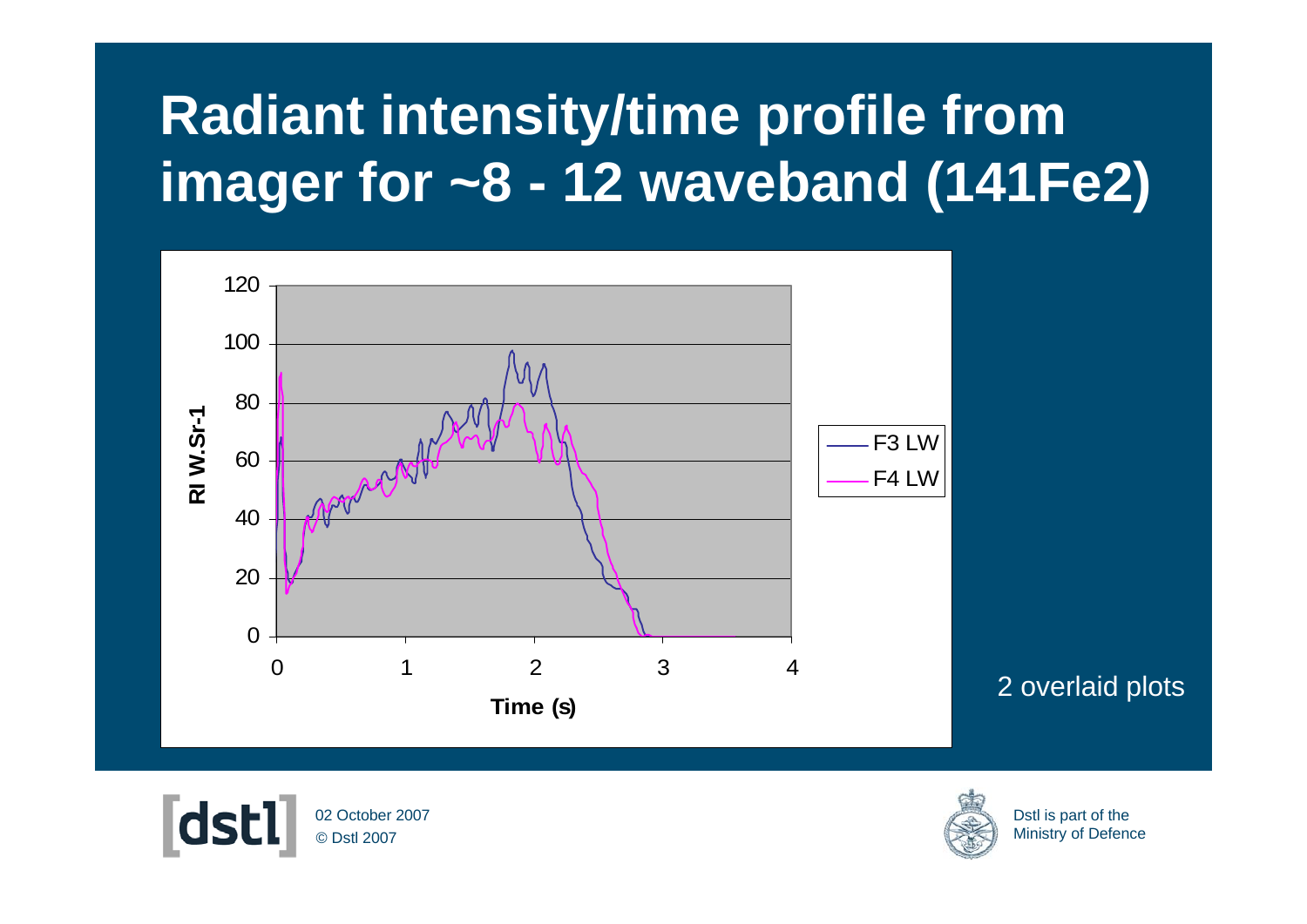# Radiant intensity/time profile from imager for ~8 - 12 waveband (141Fe2)

RI W.Sr-1

Time (s)

F3 LW

F4 LW

2 overlaid plots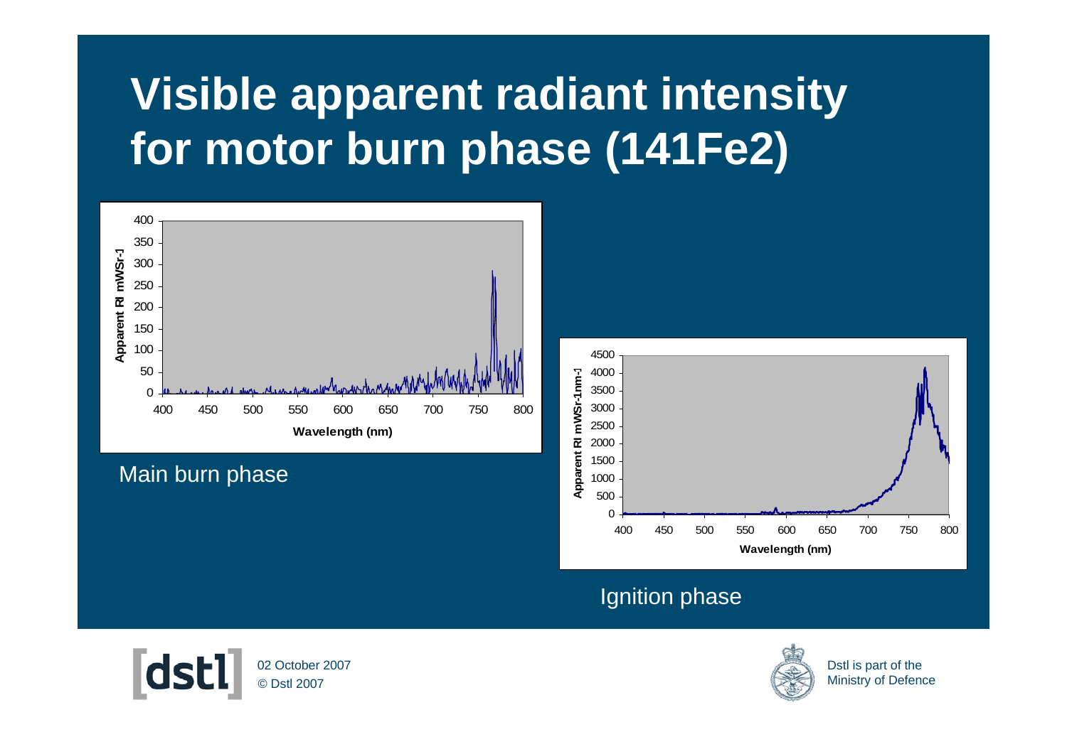# Visible apparent radiant intensity for motor burn phase (141Fe2)

Main burn phase

Ignition phase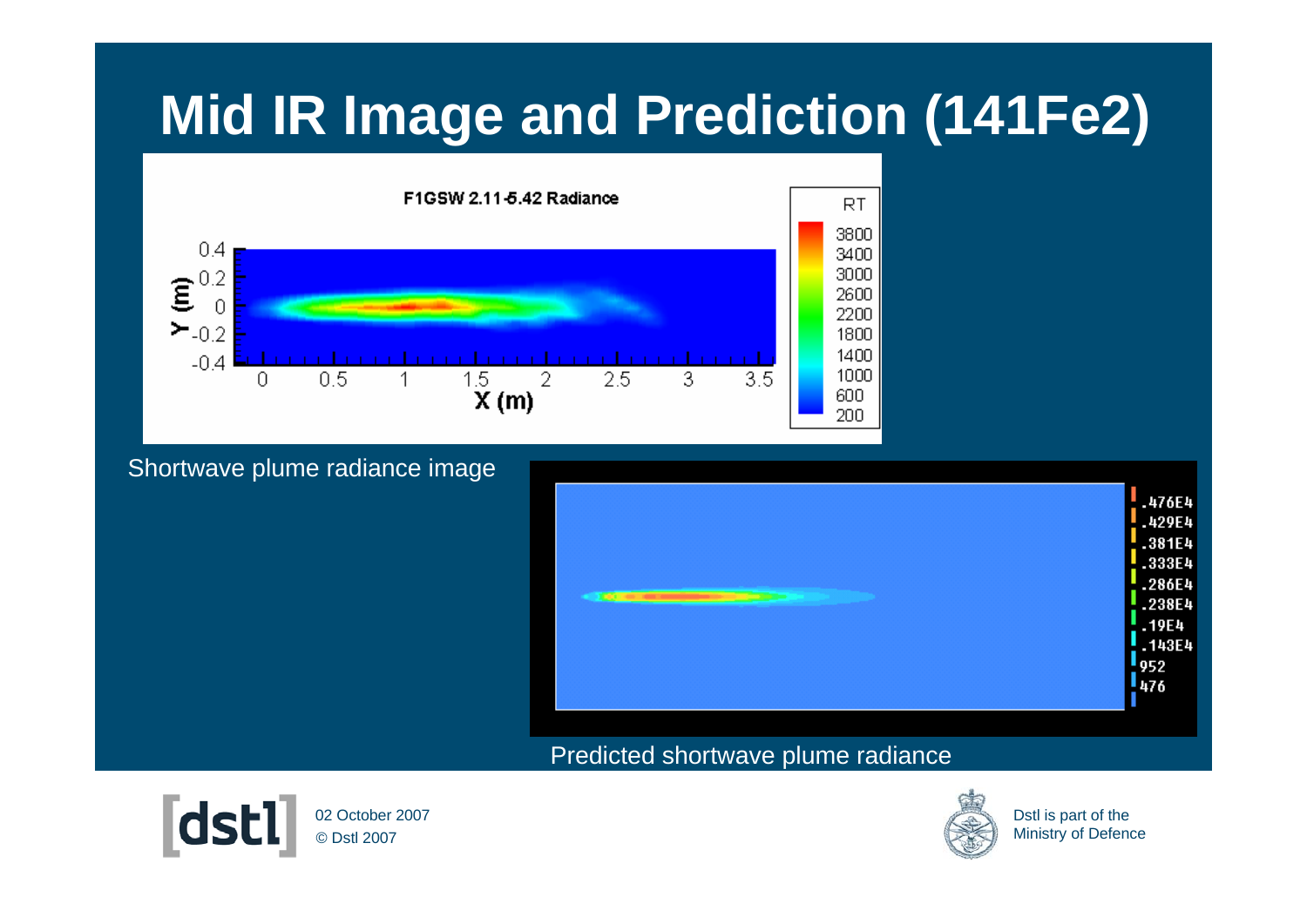# Mid IR Image and Prediction (141Fe2)

Shortwave plume radiance image

Predicted shortwave plume radiance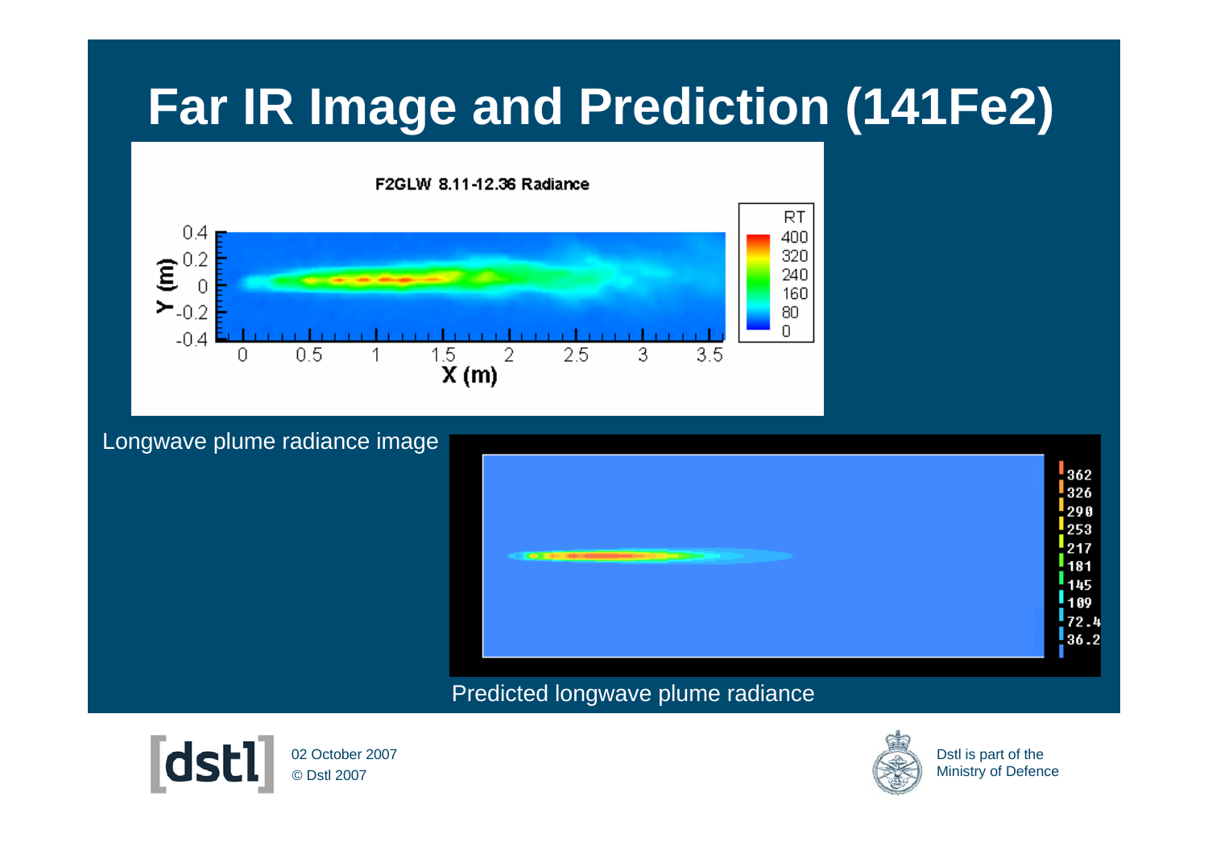# Far IR Image and Prediction (141Fe2)

Longwave plume radiance image

Predicted longwave plume radiance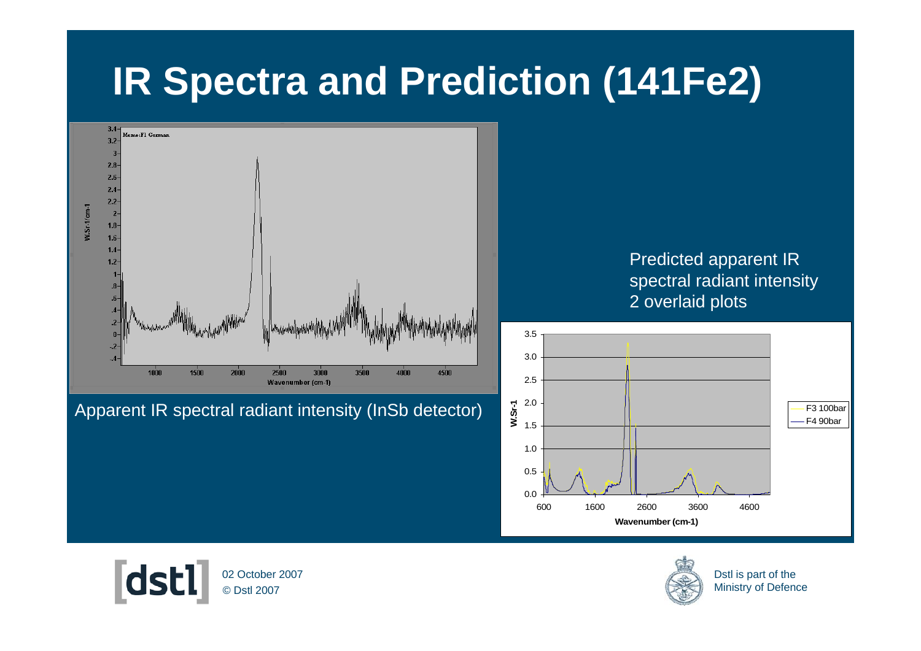# IR Spectra and Prediction (141Fe2)

Apparent IR spectral radiant intensity (InSb detector)

Predicted apparent IR spectral radiant intensity 2 overlaid plots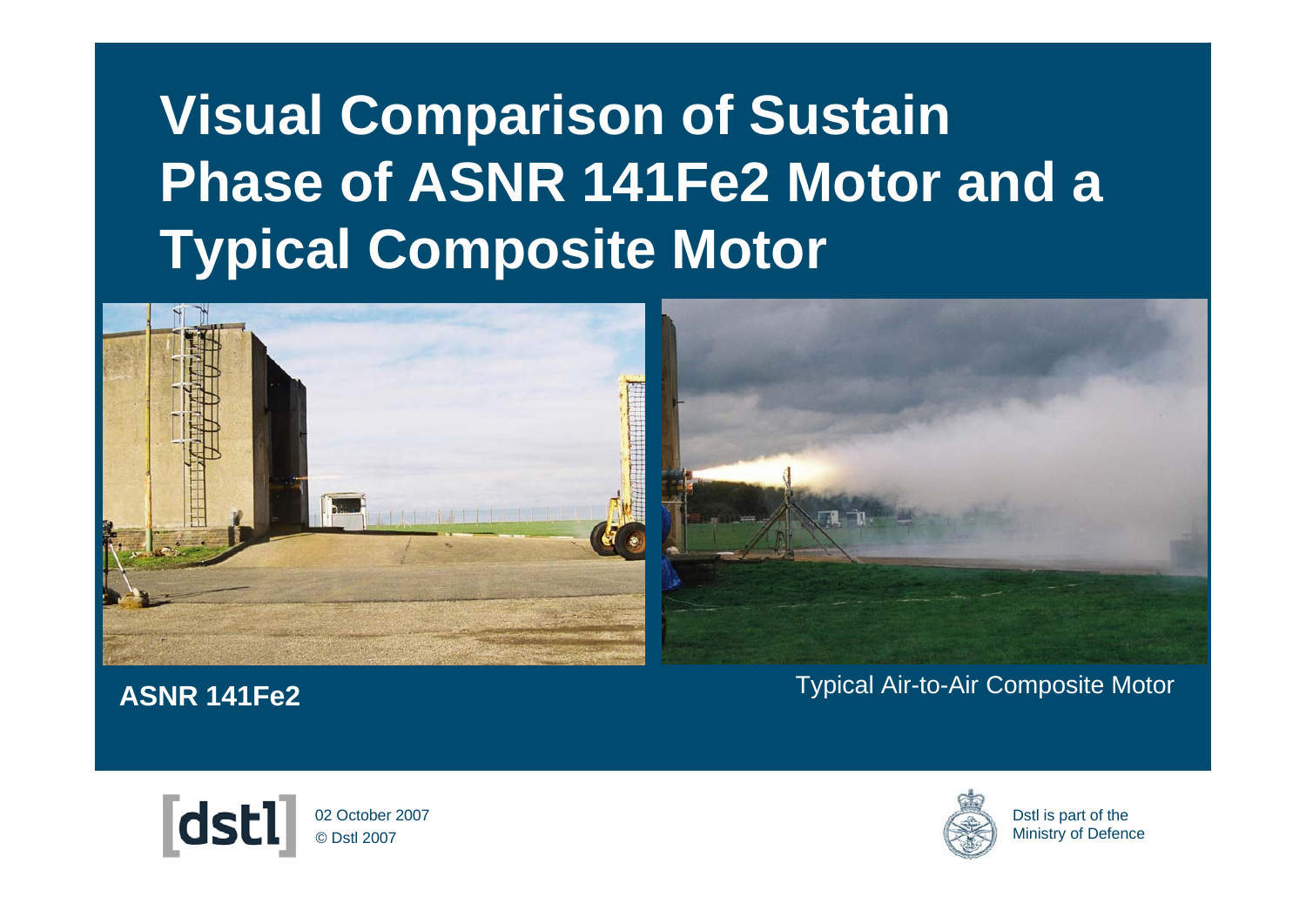# Visual Comparison of Sustain Phase of ASNR 141Fe2 Motor and a Typical Composite Motor

**ASNR 141Fe2**

Typical Air-to-Air Composite Motor

02 October 2007
© Dstl 2007

Dstl is part of the Ministry of Defence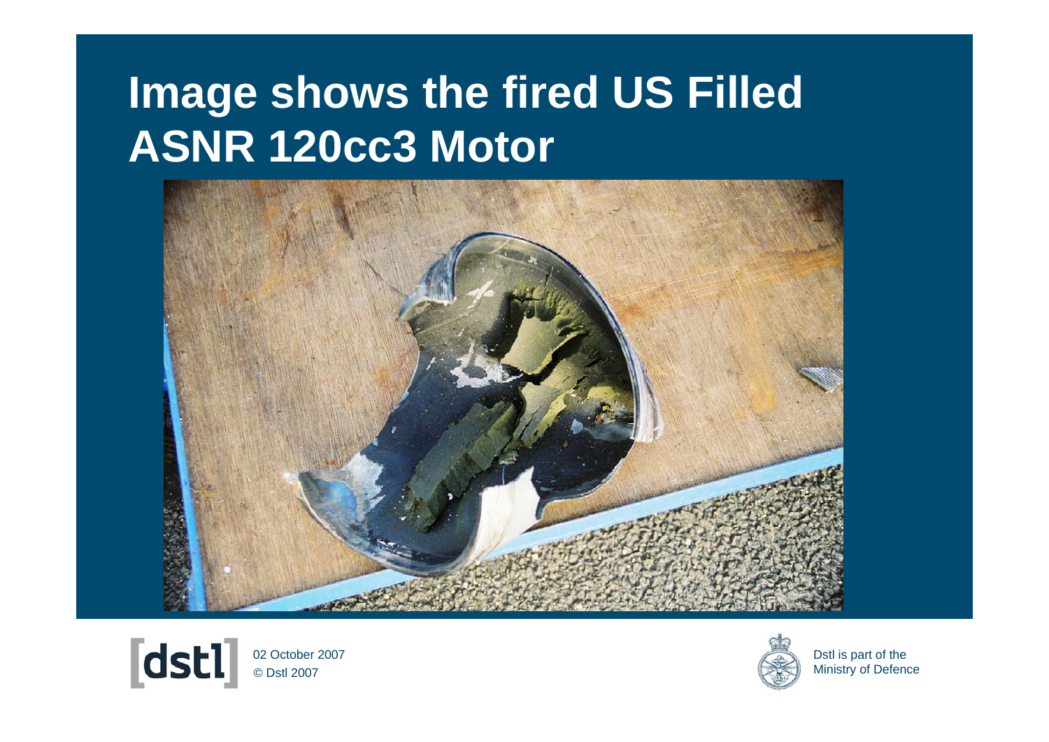# Image shows the fired US Filled ASNR 120cc3 Motor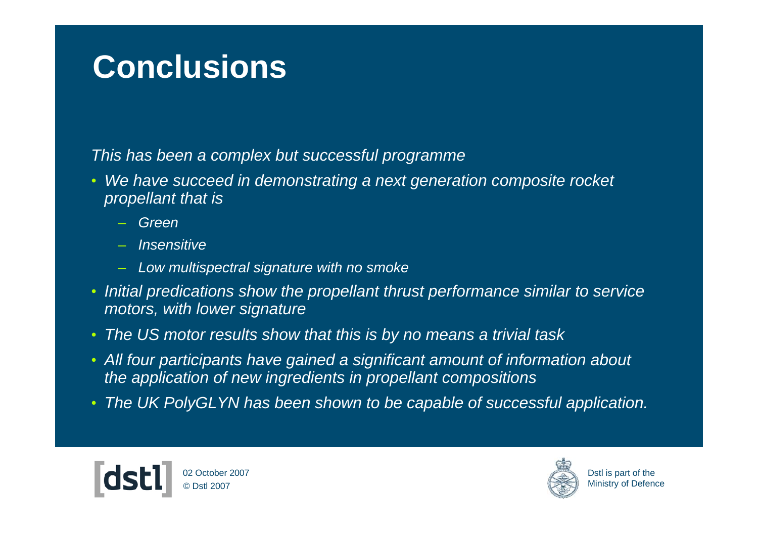# Conclusions

*This has been a complex but successful programme*

- *We have succeed in demonstrating a next generation composite rocket propellant that is*
  - *Green*
  - *Insensitive*
  - *Low multispectral signature with no smoke*
- *Initial predications show the propellant thrust performance similar to service motors, with lower signature*
- *The US motor results show that this is by no means a trivial task*
- *All four participants have gained a significant amount of information about the application of new ingredients in propellant compositions*
- *The UK PolyGLYN has been shown to be capable of successful application.*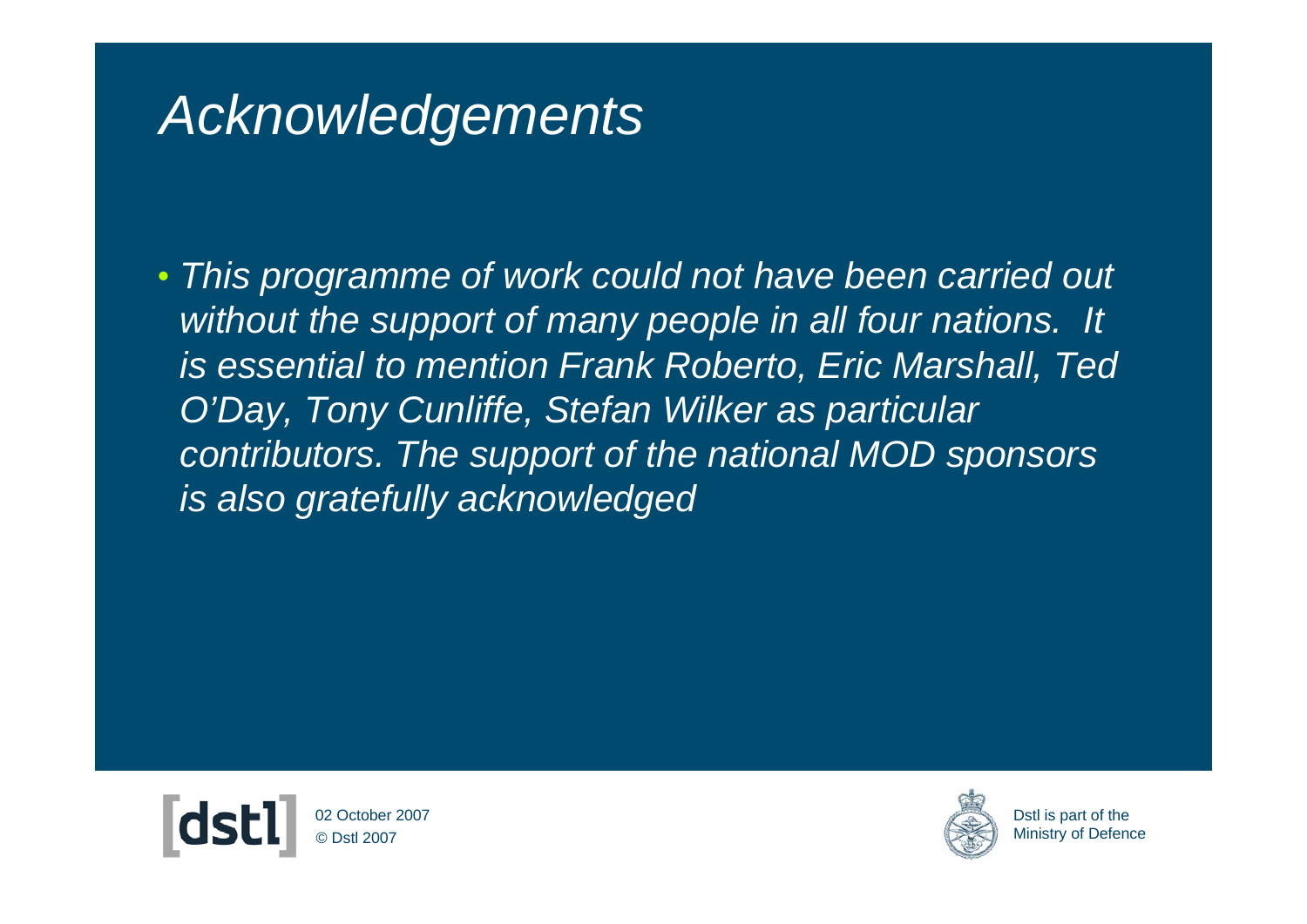# *Acknowledgements*

- *This programme of work could not have been carried out without the support of many people in all four nations. It is essential to mention Frank Roberto, Eric Marshall, Ted O'Day, Tony Cunliffe, Stefan Wilker as particular contributors. The support of the national MOD sponsors is also gratefully acknowledged*